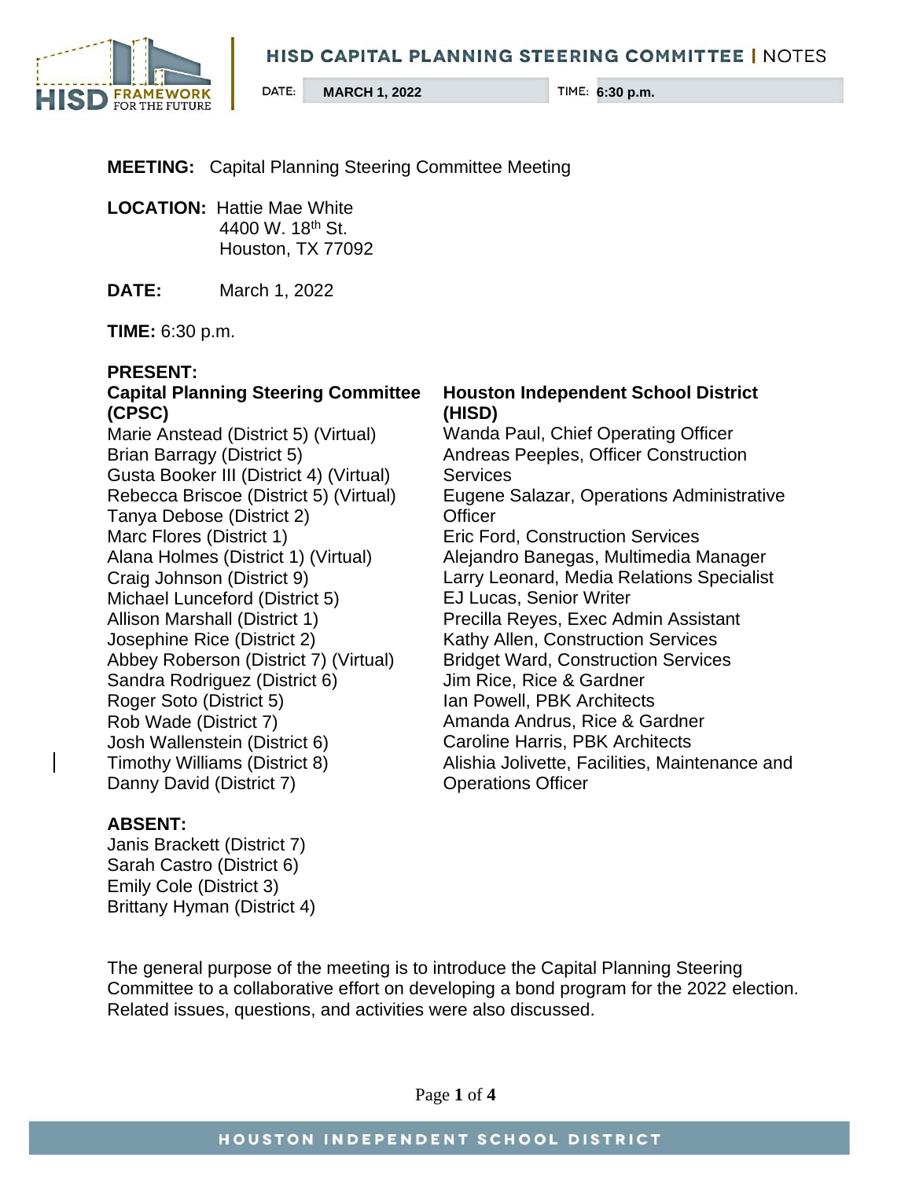# HISD CAPITAL PLANNING STEERING COMMITTEE | NOTES

DATE: **MARCH 1, 2022** TIME: **6:30 p.m.**

**MEETING:** Capital Planning Steering Committee Meeting

**LOCATION:** Hattie Mae White
4400 W. 18th St.
Houston, TX 77092

**DATE:** March 1, 2022

**TIME:** 6:30 p.m.

**PRESENT:**

**Capital Planning Steering Committee (CPSC)**

Marie Anstead (District 5) (Virtual)
Brian Barragy (District 5)
Gusta Booker III (District 4) (Virtual)
Rebecca Briscoe (District 5) (Virtual)
Tanya Debose (District 2)
Marc Flores (District 1)
Alana Holmes (District 1) (Virtual)
Craig Johnson (District 9)
Michael Lunceford (District 5)
Allison Marshall (District 1)
Josephine Rice (District 2)
Abbey Roberson (District 7) (Virtual)
Sandra Rodriguez (District 6)
Roger Soto (District 5)
Rob Wade (District 7)
Josh Wallenstein (District 6)
Timothy Williams (District 8)
Danny David (District 7)

**Houston Independent School District (HISD)**

Wanda Paul, Chief Operating Officer
Andreas Peeples, Officer Construction Services
Eugene Salazar, Operations Administrative Officer
Eric Ford, Construction Services
Alejandro Banegas, Multimedia Manager
Larry Leonard, Media Relations Specialist
EJ Lucas, Senior Writer
Precilla Reyes, Exec Admin Assistant
Kathy Allen, Construction Services
Bridget Ward, Construction Services
Jim Rice, Rice & Gardner
Ian Powell, PBK Architects
Amanda Andrus, Rice & Gardner
Caroline Harris, PBK Architects
Alishia Jolivette, Facilities, Maintenance and Operations Officer

**ABSENT:**

Janis Brackett (District 7)
Sarah Castro (District 6)
Emily Cole (District 3)
Brittany Hyman (District 4)

The general purpose of the meeting is to introduce the Capital Planning Steering Committee to a collaborative effort on developing a bond program for the 2022 election. Related issues, questions, and activities were also discussed.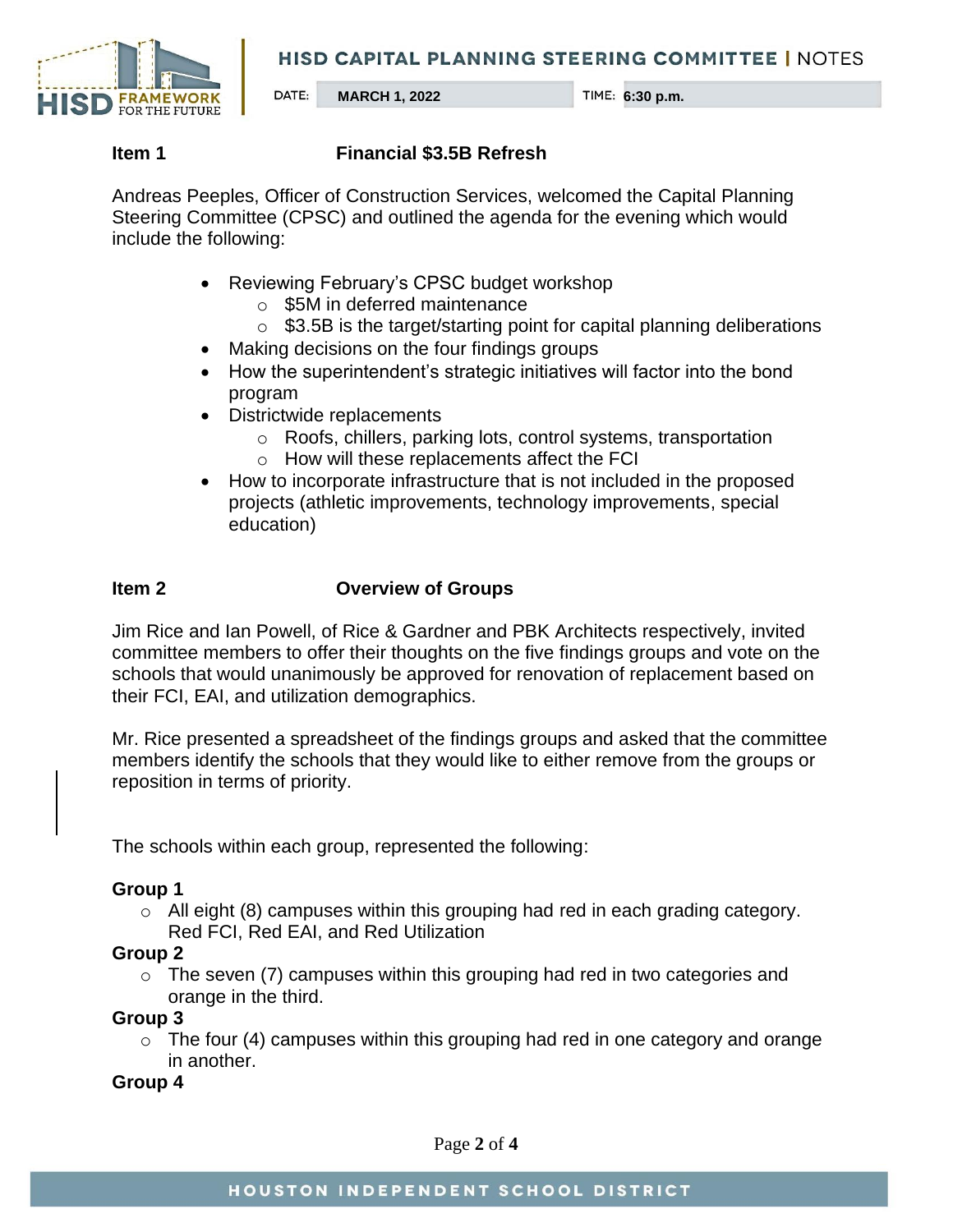**Item 1** **Financial $3.5B Refresh**

Andreas Peeples, Officer of Construction Services, welcomed the Capital Planning Steering Committee (CPSC) and outlined the agenda for the evening which would include the following:

- Reviewing February's CPSC budget workshop
  - $5M in deferred maintenance
  - $3.5B is the target/starting point for capital planning deliberations
- Making decisions on the four findings groups
- How the superintendent's strategic initiatives will factor into the bond program
- Districtwide replacements
  - Roofs, chillers, parking lots, control systems, transportation
  - How will these replacements affect the FCI
- How to incorporate infrastructure that is not included in the proposed projects (athletic improvements, technology improvements, special education)

**Item 2** **Overview of Groups**

Jim Rice and Ian Powell, of Rice & Gardner and PBK Architects respectively, invited committee members to offer their thoughts on the five findings groups and vote on the schools that would unanimously be approved for renovation of replacement based on their FCI, EAI, and utilization demographics.

Mr. Rice presented a spreadsheet of the findings groups and asked that the committee members identify the schools that they would like to either remove from the groups or reposition in terms of priority.

The schools within each group, represented the following:

**Group 1**

- All eight (8) campuses within this grouping had red in each grading category. Red FCI, Red EAI, and Red Utilization

**Group 2**

- The seven (7) campuses within this grouping had red in two categories and orange in the third.

**Group 3**

- The four (4) campuses within this grouping had red in one category and orange in another.

**Group 4**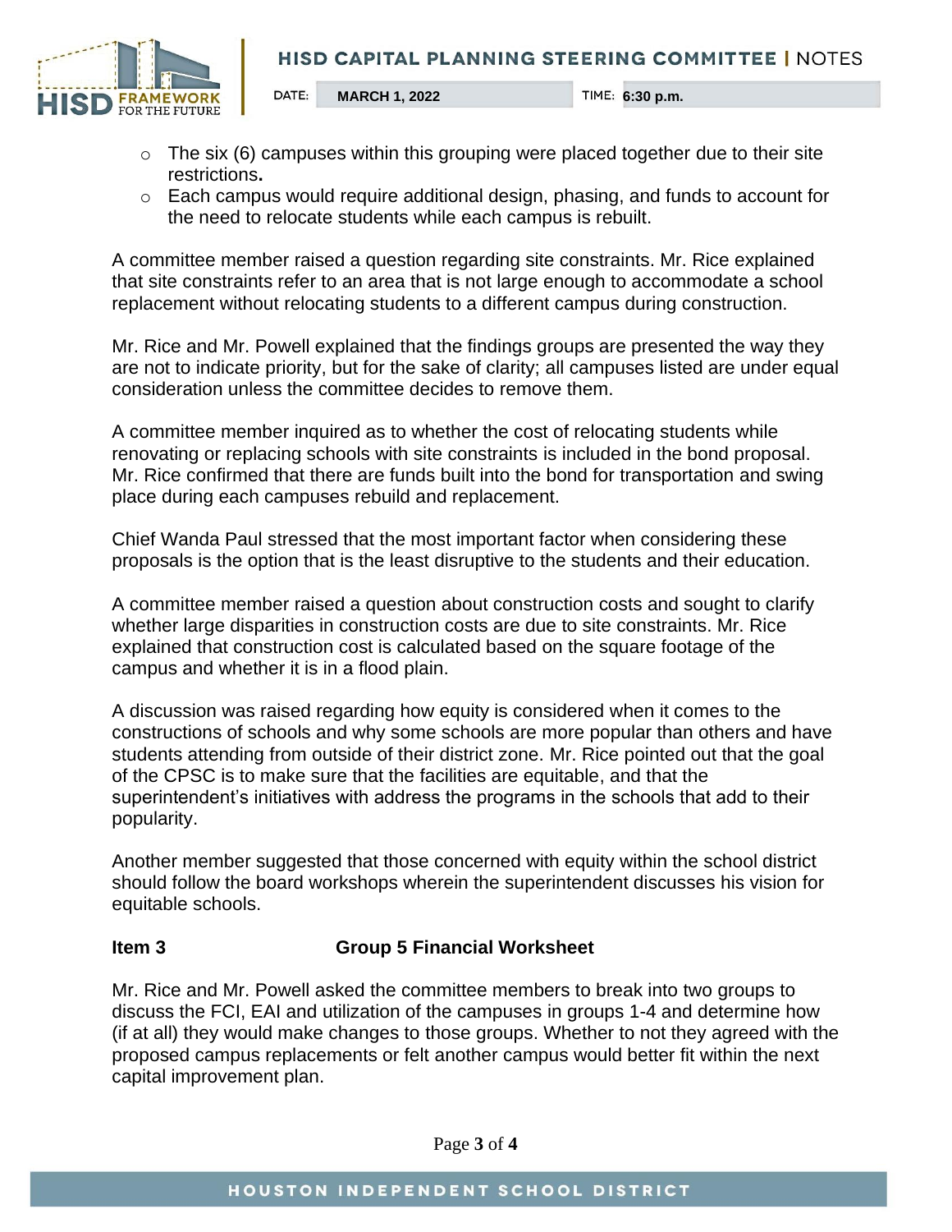- The six (6) campuses within this grouping were placed together due to their site restrictions.
- Each campus would require additional design, phasing, and funds to account for the need to relocate students while each campus is rebuilt.

A committee member raised a question regarding site constraints. Mr. Rice explained that site constraints refer to an area that is not large enough to accommodate a school replacement without relocating students to a different campus during construction.

Mr. Rice and Mr. Powell explained that the findings groups are presented the way they are not to indicate priority, but for the sake of clarity; all campuses listed are under equal consideration unless the committee decides to remove them.

A committee member inquired as to whether the cost of relocating students while renovating or replacing schools with site constraints is included in the bond proposal. Mr. Rice confirmed that there are funds built into the bond for transportation and swing place during each campuses rebuild and replacement.

Chief Wanda Paul stressed that the most important factor when considering these proposals is the option that is the least disruptive to the students and their education.

A committee member raised a question about construction costs and sought to clarify whether large disparities in construction costs are due to site constraints. Mr. Rice explained that construction cost is calculated based on the square footage of the campus and whether it is in a flood plain.

A discussion was raised regarding how equity is considered when it comes to the constructions of schools and why some schools are more popular than others and have students attending from outside of their district zone. Mr. Rice pointed out that the goal of the CPSC is to make sure that the facilities are equitable, and that the superintendent's initiatives with address the programs in the schools that add to their popularity.

Another member suggested that those concerned with equity within the school district should follow the board workshops wherein the superintendent discusses his vision for equitable schools.

**Item 3 Group 5 Financial Worksheet**

Mr. Rice and Mr. Powell asked the committee members to break into two groups to discuss the FCI, EAI and utilization of the campuses in groups 1-4 and determine how (if at all) they would make changes to those groups. Whether to not they agreed with the proposed campus replacements or felt another campus would better fit within the next capital improvement plan.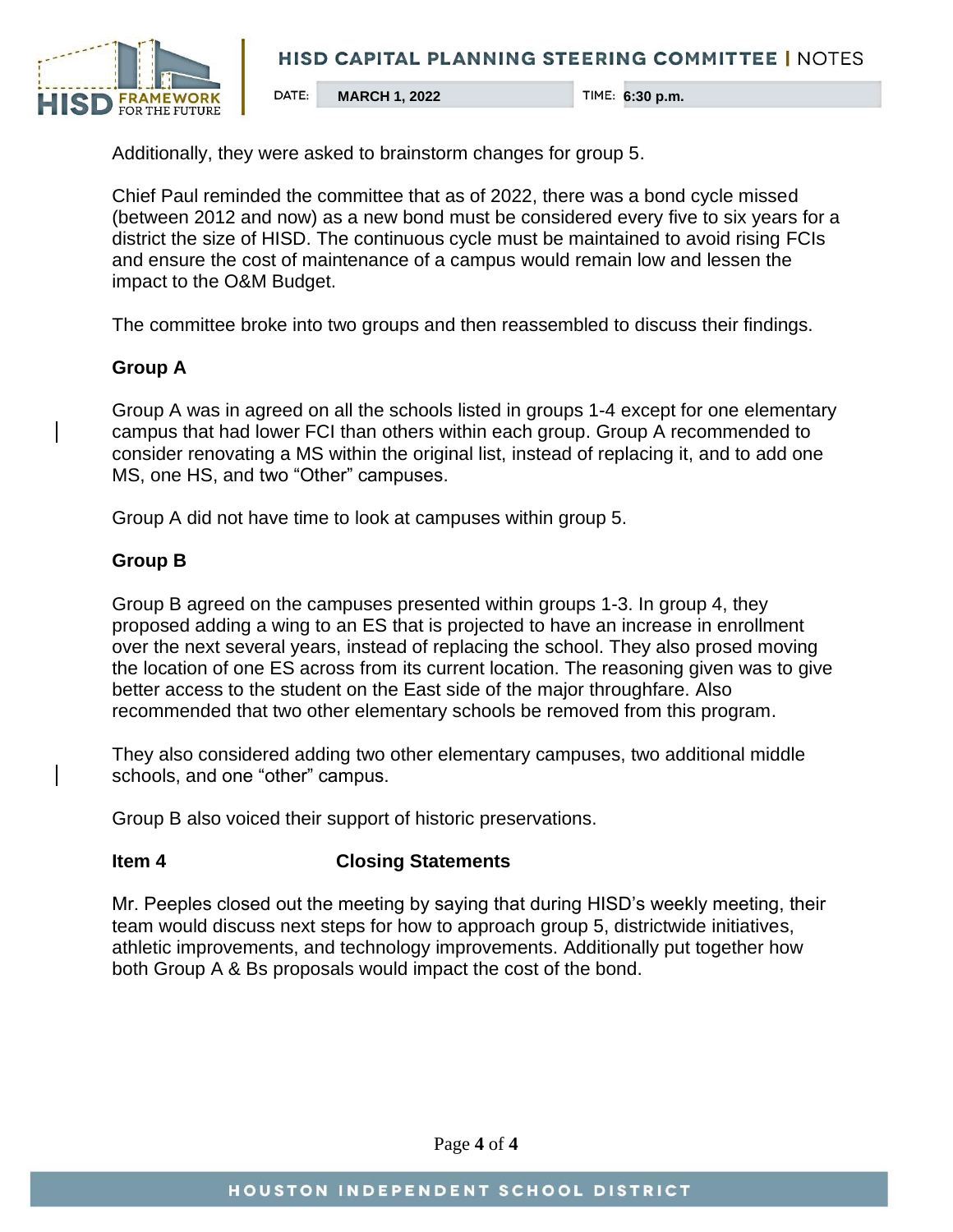Additionally, they were asked to brainstorm changes for group 5.

Chief Paul reminded the committee that as of 2022, there was a bond cycle missed (between 2012 and now) as a new bond must be considered every five to six years for a district the size of HISD. The continuous cycle must be maintained to avoid rising FCIs and ensure the cost of maintenance of a campus would remain low and lessen the impact to the O&M Budget.

The committee broke into two groups and then reassembled to discuss their findings.

**Group A**

Group A was in agreed on all the schools listed in groups 1-4 except for one elementary campus that had lower FCI than others within each group. Group A recommended to consider renovating a MS within the original list, instead of replacing it, and to add one MS, one HS, and two “Other” campuses.

Group A did not have time to look at campuses within group 5.

**Group B**

Group B agreed on the campuses presented within groups 1-3. In group 4, they proposed adding a wing to an ES that is projected to have an increase in enrollment over the next several years, instead of replacing the school. They also prosed moving the location of one ES across from its current location. The reasoning given was to give better access to the student on the East side of the major throughfare. Also recommended that two other elementary schools be removed from this program.

They also considered adding two other elementary campuses, two additional middle schools, and one “other” campus.

Group B also voiced their support of historic preservations.

**Item 4** **Closing Statements**

Mr. Peeples closed out the meeting by saying that during HISD’s weekly meeting, their team would discuss next steps for how to approach group 5, districtwide initiatives, athletic improvements, and technology improvements. Additionally put together how both Group A & Bs proposals would impact the cost of the bond.